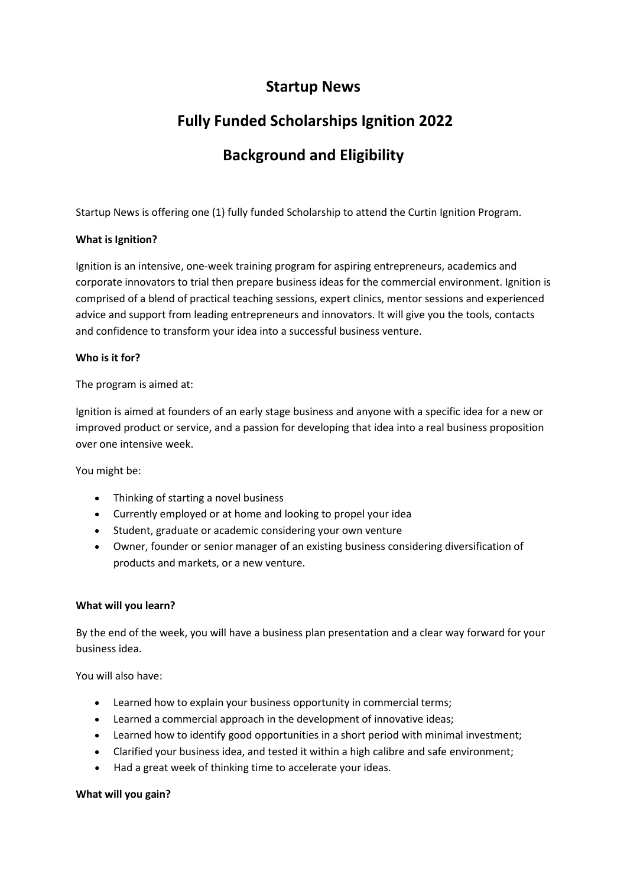# Startup News

# Fully Funded Scholarships Ignition 2022

# Background and Eligibility

Startup News is offering one (1) fully funded Scholarship to attend the Curtin Ignition Program.

**What is Ignition?**

Ignition is an intensive, one-week training program for aspiring entrepreneurs, academics and corporate innovators to trial then prepare business ideas for the commercial environment. Ignition is comprised of a blend of practical teaching sessions, expert clinics, mentor sessions and experienced advice and support from leading entrepreneurs and innovators. It will give you the tools, contacts and confidence to transform your idea into a successful business venture.

**Who is it for?**

The program is aimed at:

Ignition is aimed at founders of an early stage business and anyone with a specific idea for a new or improved product or service, and a passion for developing that idea into a real business proposition over one intensive week.

You might be:

- Thinking of starting a novel business
- Currently employed or at home and looking to propel your idea
- Student, graduate or academic considering your own venture
- Owner, founder or senior manager of an existing business considering diversification of products and markets, or a new venture.

**What will you learn?**

By the end of the week, you will have a business plan presentation and a clear way forward for your business idea.

You will also have:

- Learned how to explain your business opportunity in commercial terms;
- Learned a commercial approach in the development of innovative ideas;
- Learned how to identify good opportunities in a short period with minimal investment;
- Clarified your business idea, and tested it within a high calibre and safe environment;
- Had a great week of thinking time to accelerate your ideas.

**What will you gain?**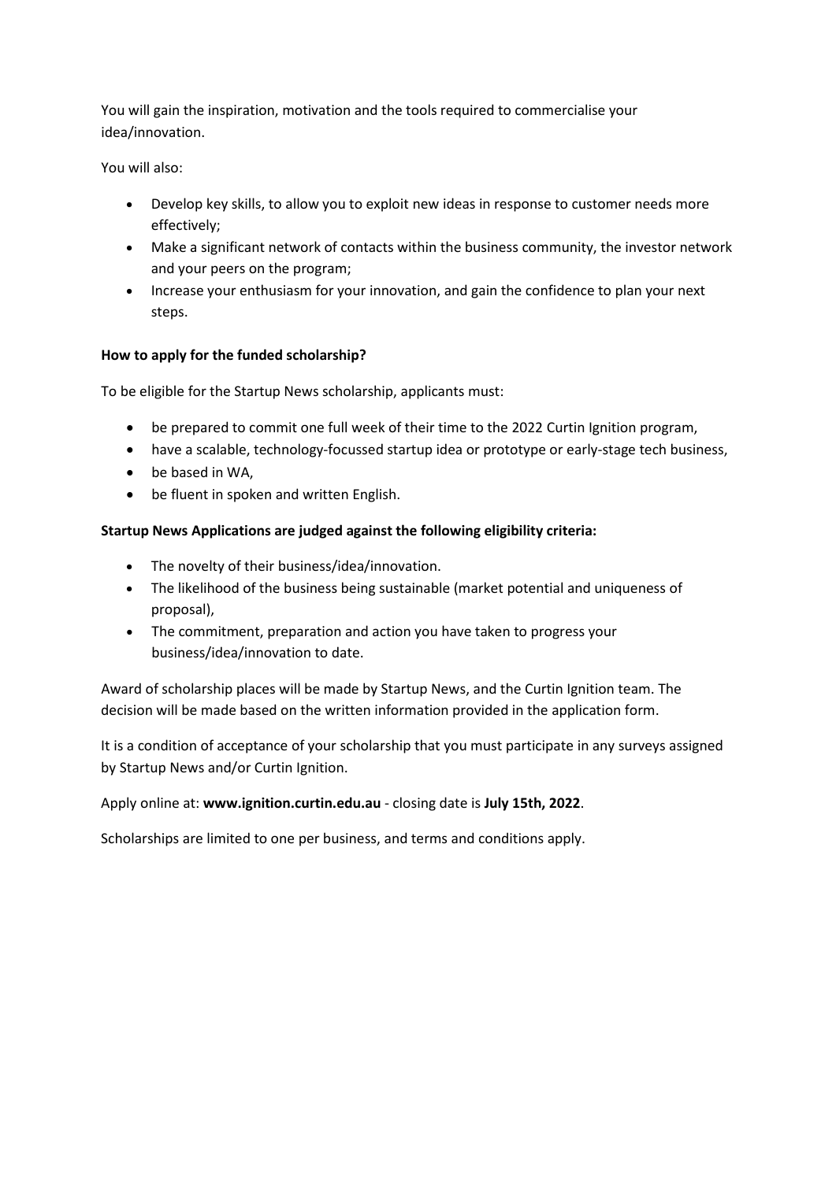You will gain the inspiration, motivation and the tools required to commercialise your idea/innovation.

You will also:

- Develop key skills, to allow you to exploit new ideas in response to customer needs more effectively;
- Make a significant network of contacts within the business community, the investor network and your peers on the program;
- Increase your enthusiasm for your innovation, and gain the confidence to plan your next steps.

**How to apply for the funded scholarship?**

To be eligible for the Startup News scholarship, applicants must:

- be prepared to commit one full week of their time to the 2022 Curtin Ignition program,
- have a scalable, technology-focussed startup idea or prototype or early-stage tech business,
- be based in WA,
- be fluent in spoken and written English.

**Startup News Applications are judged against the following eligibility criteria:**

- The novelty of their business/idea/innovation.
- The likelihood of the business being sustainable (market potential and uniqueness of proposal),
- The commitment, preparation and action you have taken to progress your business/idea/innovation to date.

Award of scholarship places will be made by Startup News, and the Curtin Ignition team. The decision will be made based on the written information provided in the application form.

It is a condition of acceptance of your scholarship that you must participate in any surveys assigned by Startup News and/or Curtin Ignition.

Apply online at: **www.ignition.curtin.edu.au** - closing date is **July 15th, 2022**.

Scholarships are limited to one per business, and terms and conditions apply.